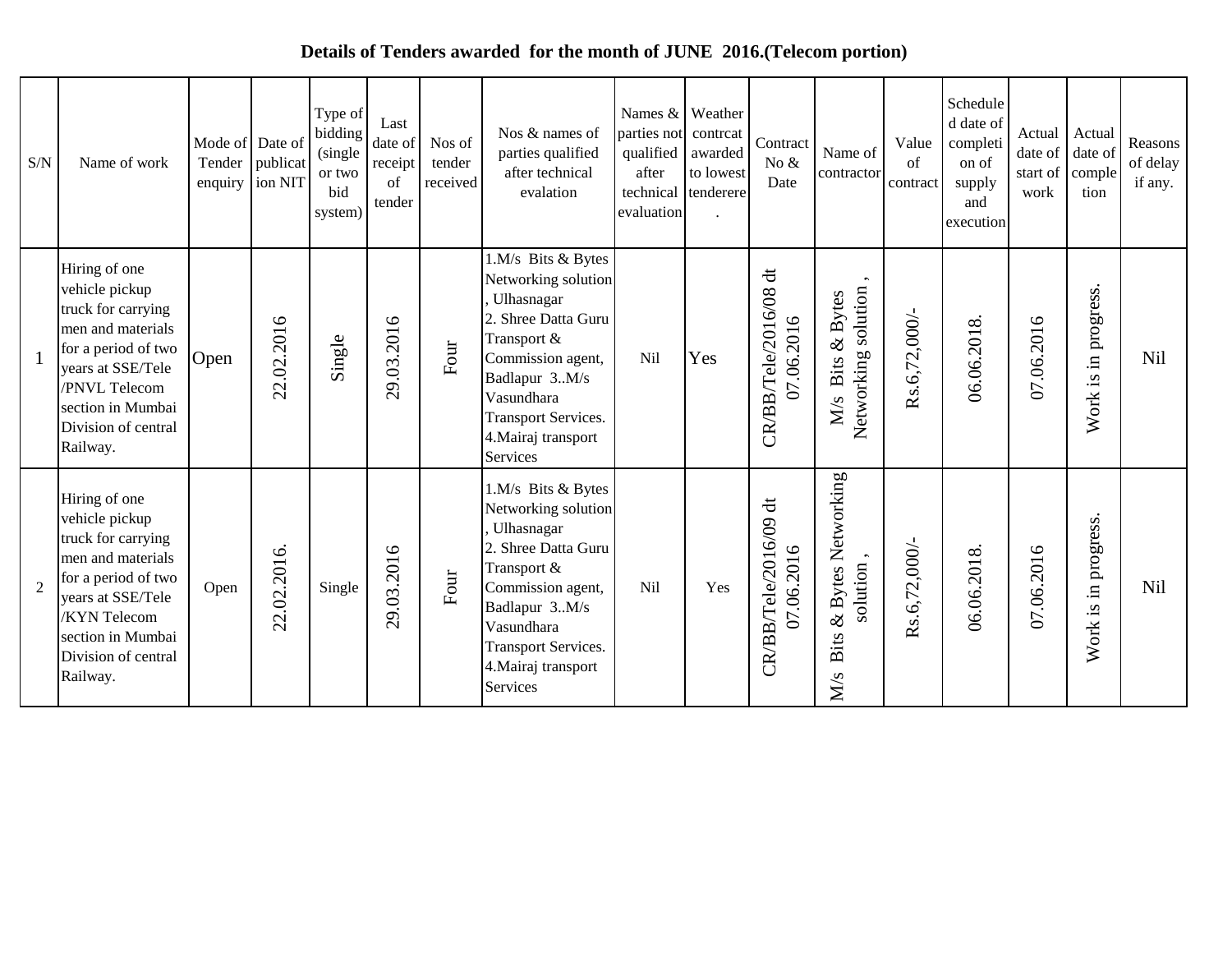**Details of Tenders awarded for the month of JUNE 2016.(Telecom portion)**

| S/N | Name of work | Mode of Tender enquiry | Date of publication NIT | Type of bidding (single or two bid system) | Last date of receipt of tender | Nos of tender received | Nos & names of parties qualified after technical evalation | Names & parties not qualified after technical evaluation | Weather contrcat awarded to lowest tenderere. | Contract No & Date | Name of contractor | Value of contract | Scheduled date of completion of supply and execution | Actual date of start of work | Actual date of completion | Reasons of delay if any. |
|---|---|---|---|---|---|---|---|---|---|---|---|---|---|---|---|---|
| 1 | Hiring of one vehicle pickup truck for carrying men and materials for a period of two years at SSE/Tele /PNVL Telecom section in Mumbai Division of central Railway. | Open | 22.02.2016 | Single | 29.03.2016 | Four | 1.M/s Bits & Bytes Networking solution , Ulhasnagar 2. Shree Datta Guru Transport & Commission agent, Badlapur 3..M/s Vasundhara Transport Services. 4.Mairaj transport Services | Nil | Yes | CR/BB/Tele/2016/08 dt 07.06.2016 | M/s Bits & Bytes Networking solution , | Rs.6,72,000/- | 06.06.2018. | 07.06.2016 | Work is in progress. | Nil |
| 2 | Hiring of one vehicle pickup truck for carrying men and materials for a period of two years at SSE/Tele /KYN Telecom section in Mumbai Division of central Railway. | Open | 22.02.2016. | Single | 29.03.2016 | Four | 1.M/s Bits & Bytes Networking solution , Ulhasnagar 2. Shree Datta Guru Transport & Commission agent, Badlapur 3..M/s Vasundhara Transport Services. 4.Mairaj transport Services | Nil | Yes | CR/BB/Tele/2016/09 dt 07.06.2016 | M/s Bits & Bytes Networking solution , | Rs.6,72,000/- | 06.06.2018. | 07.06.2016 | Work is in progress. | Nil |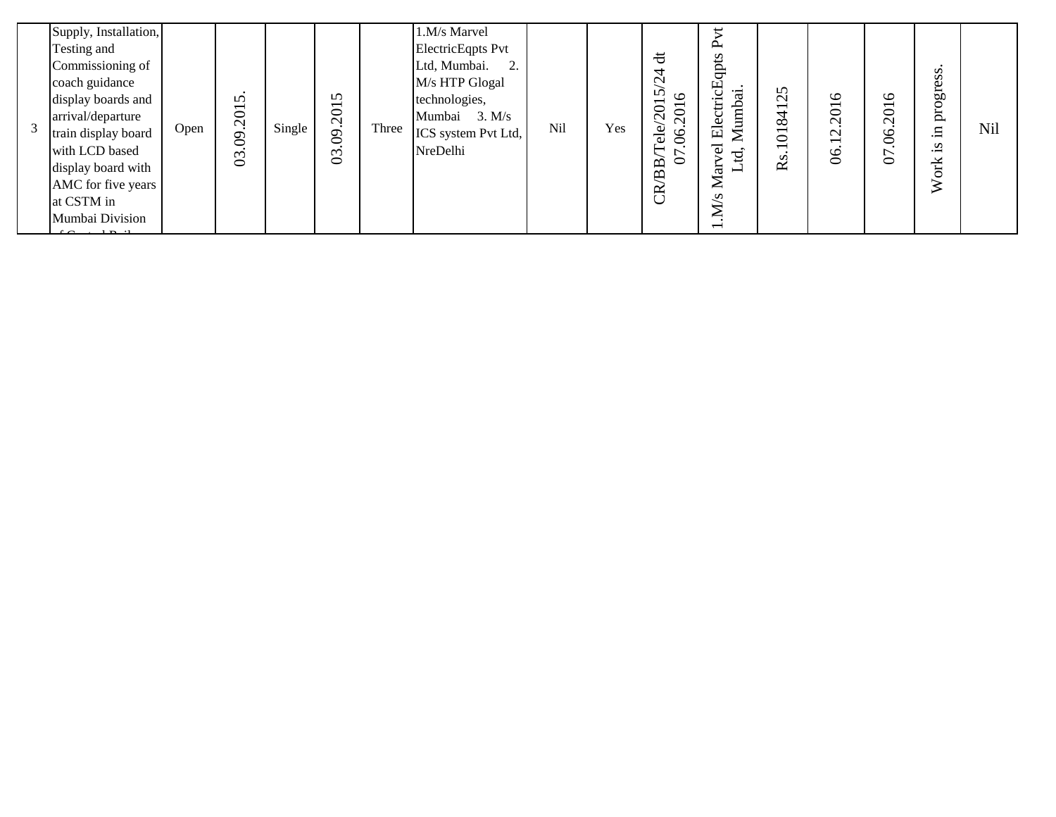| | | | | | | | | | | | | | | | | |
|---|---|---|---|---|---|---|---|---|---|---|---|---|---|---|---|---|
| 3 | Supply, Installation, Testing and Commissioning of coach guidance display boards and arrival/departure train display board with LCD based display board with AMC for five years at CSTM in Mumbai Division of Central Rail | Open | 03.09.2015. | Single | 03.09.2015 | Three | 1.M/s Marvel ElectricEqpts Pvt Ltd, Mumbai. 2. M/s HTP Glogal technologies, Mumbai 3. M/s ICS system Pvt Ltd, NreDelhi | Nil | Yes | CR/BB/Tele/2015/24 dt 07.06.2016 | 1.M/s Marvel ElectricEqpts Pvt Ltd, Mumbai. | Rs.10184125 | 06.12.2016 | 07.06.2016 | Work is in progress. | Nil |